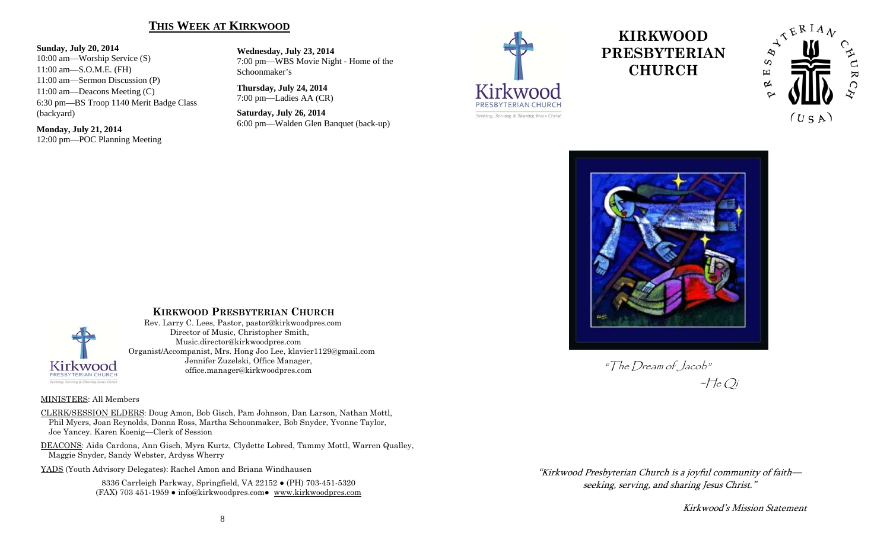## THIS WEEK AT KIRKWOOD

**Sunday, July 20, 2014**
10:00 am—Worship Service (S)
11:00 am—S.O.M.E. (FH)
11:00 am—Sermon Discussion (P)
11:00 am—Deacons Meeting (C)
6:30 pm—BS Troop 1140 Merit Badge Class (backyard)

**Monday, July 21, 2014**
12:00 pm—POC Planning Meeting

**Wednesday, July 23, 2014**
7:00 pm—WBS Movie Night - Home of the Schoonmaker's

**Thursday, July 24, 2014**
7:00 pm—Ladies AA (CR)

**Saturday, July 26, 2014**
6:00 pm—Walden Glen Banquet (back-up)

### KIRKWOOD PRESBYTERIAN CHURCH

Rev. Larry C. Lees, Pastor, pastor@kirkwoodpres.com
Director of Music, Christopher Smith, Music.director@kirkwoodpres.com
Organist/Accompanist, Mrs. Hong Joo Lee, klavier1129@gmail.com
Jennifer Zuzelski, Office Manager, office.manager@kirkwoodpres.com

MINISTERS: All Members

CLERK/SESSION ELDERS: Doug Amon, Bob Gisch, Pam Johnson, Dan Larson, Nathan Mottl, Phil Myers, Joan Reynolds, Donna Ross, Martha Schoonmaker, Bob Snyder, Yvonne Taylor, Joe Yancey. Karen Koenig—Clerk of Session

DEACONS: Aida Cardona, Ann Gisch, Myra Kurtz, Clydette Lobred, Tammy Mottl, Warren Qualley, Maggie Snyder, Sandy Webster, Ardyss Wherry

YADS (Youth Advisory Delegates): Rachel Amon and Briana Windhausen

8336 Carrleigh Parkway, Springfield, VA 22152 ● (PH) 703-451-5320
(FAX) 703 451-1959 ● info@kirkwoodpres.com● www.kirkwoodpres.com

# KIRKWOOD PRESBYTERIAN CHURCH

Kirkwood Presbyterian Church — Seeking, Serving & Sharing Jesus Christ

PRESBYTERIAN CHURCH (USA)

"The Dream of Jacob"
~He Qi

*"Kirkwood Presbyterian Church is a joyful community of faith—seeking, serving, and sharing Jesus Christ."*

*Kirkwood's Mission Statement*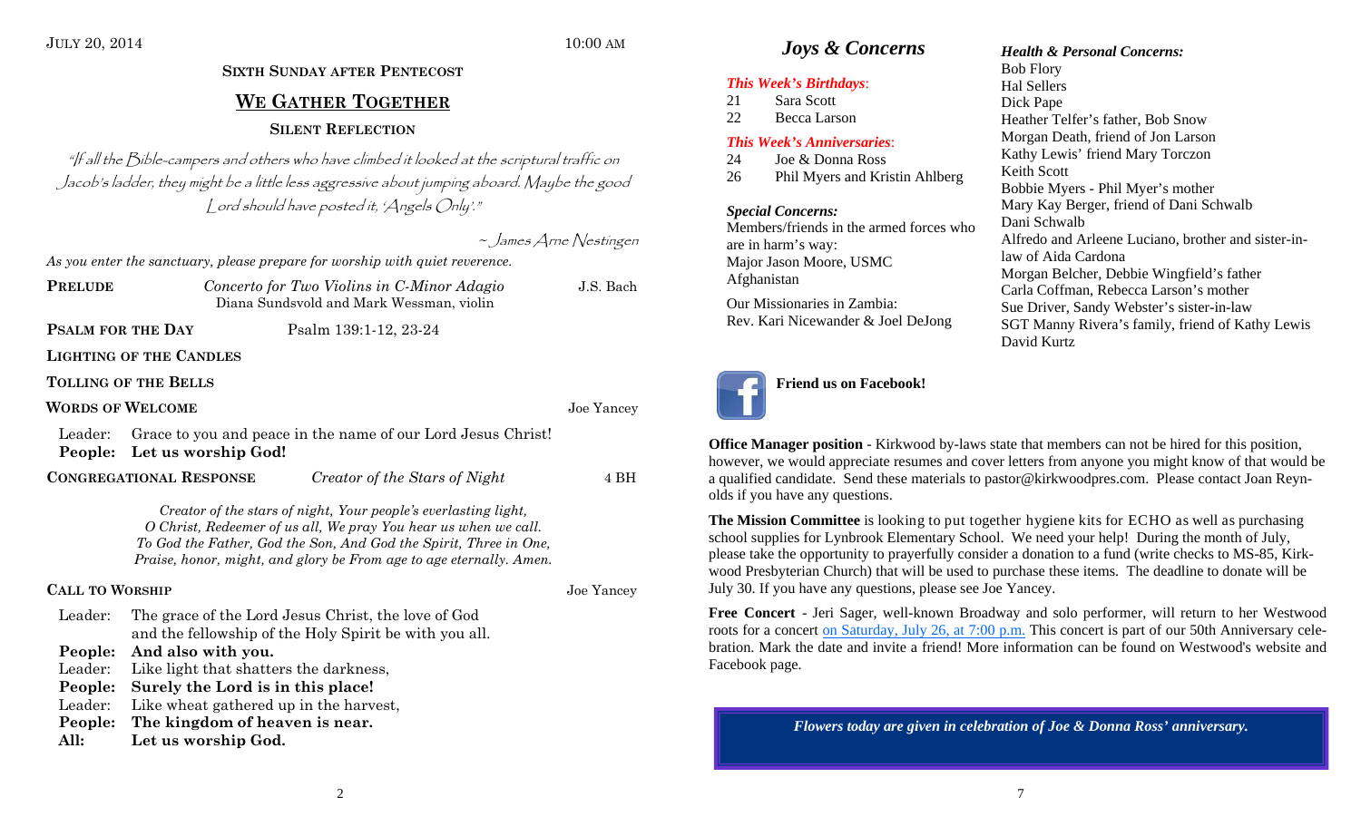JULY 20, 2014 10:00 AM

### SIXTH SUNDAY AFTER PENTECOST

## WE GATHER TOGETHER

### SILENT REFLECTION

*"If all the Bible-campers and others who have climbed it looked at the scriptural traffic on Jacob's ladder, they might be a little less aggressive about jumping aboard. Maybe the good Lord should have posted it, 'Angels Only'."*

~ James Arne Nestingen

*As you enter the sanctuary, please prepare for worship with quiet reverence.*

**PRELUDE** *Concerto for Two Violins in C-Minor Adagio* J.S. Bach
Diana Sundsvold and Mark Wessman, violin

**PSALM FOR THE DAY** Psalm 139:1-12, 23-24

**LIGHTING OF THE CANDLES**

**TOLLING OF THE BELLS**

**WORDS OF WELCOME** Joe Yancey

Leader: Grace to you and peace in the name of our Lord Jesus Christ!
**People: Let us worship God!**

**CONGREGATIONAL RESPONSE** *Creator of the Stars of Night* 4 BH

*Creator of the stars of night, Your people's everlasting light,*
*O Christ, Redeemer of us all, We pray You hear us when we call.*
*To God the Father, God the Son, And God the Spirit, Three in One,*
*Praise, honor, might, and glory be From age to age eternally. Amen.*

**CALL TO WORSHIP** Joe Yancey

Leader: The grace of the Lord Jesus Christ, the love of God and the fellowship of the Holy Spirit be with you all.
**People: And also with you.**
Leader: Like light that shatters the darkness,
**People: Surely the Lord is in this place!**
Leader: Like wheat gathered up in the harvest,
**People: The kingdom of heaven is near.**
**All: Let us worship God.**

## *Joys & Concerns*

***This Week's Birthdays*:**
21 Sara Scott
22 Becca Larson

***This Week's Anniversaries*:**
24 Joe & Donna Ross
26 Phil Myers and Kristin Ahlberg

***Special Concerns:***
Members/friends in the armed forces who are in harm's way:
Major Jason Moore, USMC
Afghanistan

Our Missionaries in Zambia:
Rev. Kari Nicewander & Joel DeJong

***Health & Personal Concerns:***
Bob Flory
Hal Sellers
Dick Pape
Heather Telfer's father, Bob Snow
Morgan Death, friend of Jon Larson
Kathy Lewis' friend Mary Torczon
Keith Scott
Bobbie Myers - Phil Myer's mother
Mary Kay Berger, friend of Dani Schwalb
Dani Schwalb
Alfredo and Arleene Luciano, brother and sister-in-law of Aida Cardona
Morgan Belcher, Debbie Wingfield's father
Carla Coffman, Rebecca Larson's mother
Sue Driver, Sandy Webster's sister-in-law
SGT Manny Rivera's family, friend of Kathy Lewis
David Kurtz

**Friend us on Facebook!**

**Office Manager position** - Kirkwood by-laws state that members can not be hired for this position, however, we would appreciate resumes and cover letters from anyone you might know of that would be a qualified candidate. Send these materials to pastor@kirkwoodpres.com. Please contact Joan Reynolds if you have any questions.

**The Mission Committee** is looking to put together hygiene kits for ECHO as well as purchasing school supplies for Lynbrook Elementary School. We need your help! During the month of July, please take the opportunity to prayerfully consider a donation to a fund (write checks to MS-85, Kirkwood Presbyterian Church) that will be used to purchase these items. The deadline to donate will be July 30. If you have any questions, please see Joe Yancey.

**Free Concert** - Jeri Sager, well-known Broadway and solo performer, will return to her Westwood roots for a concert on Saturday, July 26, at 7:00 p.m. This concert is part of our 50th Anniversary celebration. Mark the date and invite a friend! More information can be found on Westwood's website and Facebook page.

***Flowers today are given in celebration of Joe & Donna Ross' anniversary.***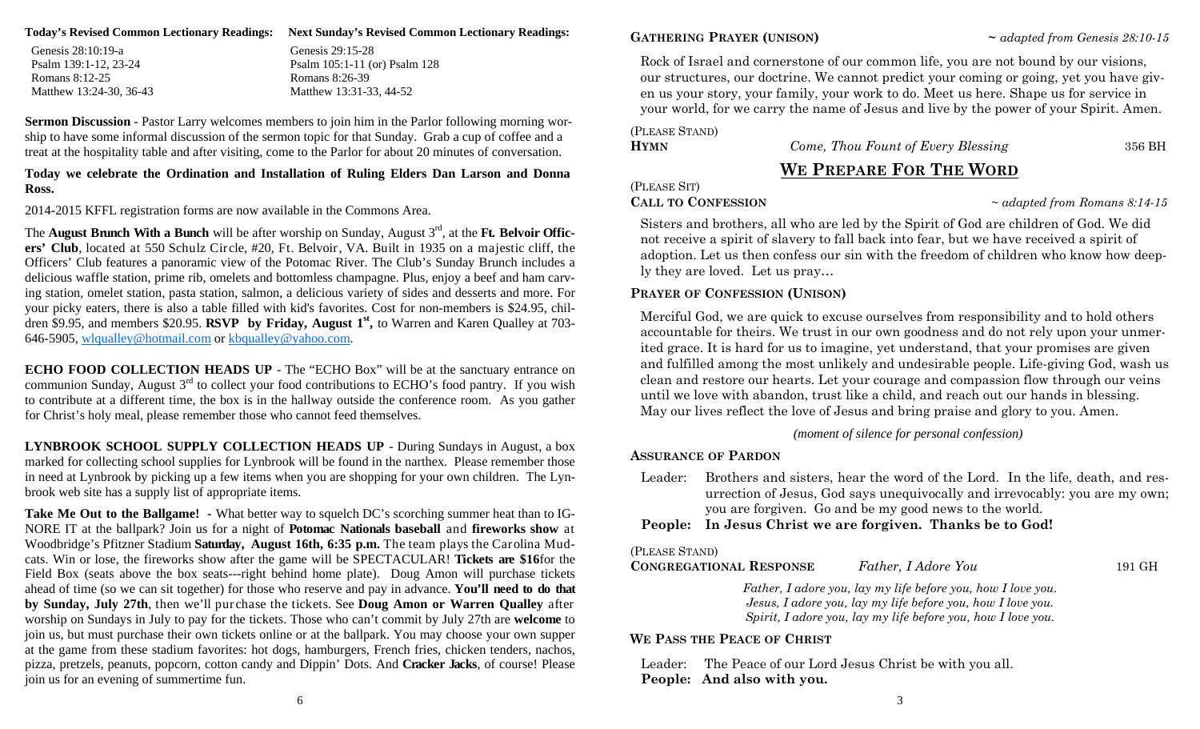**Today's Revised Common Lectionary Readings:**

Genesis 28:10:19-a
Psalm 139:1-12, 23-24
Romans 8:12-25
Matthew 13:24-30, 36-43

**Next Sunday's Revised Common Lectionary Readings:**

Genesis 29:15-28
Psalm 105:1-11 (or) Psalm 128
Romans 8:26-39
Matthew 13:31-33, 44-52

**Sermon Discussion** - Pastor Larry welcomes members to join him in the Parlor following morning worship to have some informal discussion of the sermon topic for that Sunday. Grab a cup of coffee and a treat at the hospitality table and after visiting, come to the Parlor for about 20 minutes of conversation.

**Today we celebrate the Ordination and Installation of Ruling Elders Dan Larson and Donna Ross.**

2014-2015 KFFL registration forms are now available in the Commons Area.

The **August Brunch With a Bunch** will be after worship on Sunday, August 3rd, at the **Ft. Belvoir Officers' Club**, located at 550 Schulz Circle, #20, Ft. Belvoir, VA. Built in 1935 on a majestic cliff, the Officers' Club features a panoramic view of the Potomac River. The Club's Sunday Brunch includes a delicious waffle station, prime rib, omelets and bottomless champagne. Plus, enjoy a beef and ham carving station, omelet station, pasta station, salmon, a delicious variety of sides and desserts and more. For your picky eaters, there is also a table filled with kid's favorites. Cost for non-members is $24.95, children $9.95, and members $20.95. **RSVP by Friday, August 1st,** to Warren and Karen Qualley at 703-646-5905, wlqualley@hotmail.com or kbqualley@yahoo.com.

**ECHO FOOD COLLECTION HEADS UP** - The "ECHO Box" will be at the sanctuary entrance on communion Sunday, August 3rd to collect your food contributions to ECHO's food pantry. If you wish to contribute at a different time, the box is in the hallway outside the conference room. As you gather for Christ's holy meal, please remember those who cannot feed themselves.

**LYNBROOK SCHOOL SUPPLY COLLECTION HEADS UP** - During Sundays in August, a box marked for collecting school supplies for Lynbrook will be found in the narthex. Please remember those in need at Lynbrook by picking up a few items when you are shopping for your own children. The Lynbrook web site has a supply list of appropriate items.

**Take Me Out to the Ballgame!** - What better way to squelch DC's scorching summer heat than to IGNORE IT at the ballpark? Join us for a night of **Potomac Nationals baseball** and **fireworks show** at Woodbridge's Pfitzner Stadium **Saturday, August 16th, 6:35 p.m.** The team plays the Carolina Mudcats. Win or lose, the fireworks show after the game will be SPECTACULAR! **Tickets are $16** for the Field Box (seats above the box seats---right behind home plate). Doug Amon will purchase tickets ahead of time (so we can sit together) for those who reserve and pay in advance. **You'll need to do that by Sunday, July 27th**, then we'll purchase the tickets. See **Doug Amon or Warren Qualley** after worship on Sundays in July to pay for the tickets. Those who can't commit by July 27th are **welcome** to join us, but must purchase their own tickets online or at the ballpark. You may choose your own supper at the game from these stadium favorites: hot dogs, hamburgers, French fries, chicken tenders, nachos, pizza, pretzels, peanuts, popcorn, cotton candy and Dippin' Dots. And **Cracker Jacks**, of course! Please join us for an evening of summertime fun.

**GATHERING PRAYER (UNISON)** *~ adapted from Genesis 28:10-15*

Rock of Israel and cornerstone of our common life, you are not bound by our visions, our structures, our doctrine. We cannot predict your coming or going, yet you have given us your story, your family, your work to do. Meet us here. Shape us for service in your world, for we carry the name of Jesus and live by the power of your Spirit. Amen.

(PLEASE STAND)

**HYMN** *Come, Thou Fount of Every Blessing* 356 BH

## WE PREPARE FOR THE WORD

(PLEASE SIT)

**CALL TO CONFESSION** *~ adapted from Romans 8:14-15*

Sisters and brothers, all who are led by the Spirit of God are children of God. We did not receive a spirit of slavery to fall back into fear, but we have received a spirit of adoption. Let us then confess our sin with the freedom of children who know how deeply they are loved. Let us pray…

**PRAYER OF CONFESSION (UNISON)**

Merciful God, we are quick to excuse ourselves from responsibility and to hold others accountable for theirs. We trust in our own goodness and do not rely upon your unmerited grace. It is hard for us to imagine, yet understand, that your promises are given and fulfilled among the most unlikely and undesirable people. Life-giving God, wash us clean and restore our hearts. Let your courage and compassion flow through our veins until we love with abandon, trust like a child, and reach out our hands in blessing. May our lives reflect the love of Jesus and bring praise and glory to you. Amen.

*(moment of silence for personal confession)*

**ASSURANCE OF PARDON**

Leader: Brothers and sisters, hear the word of the Lord. In the life, death, and resurrection of Jesus, God says unequivocally and irrevocably: you are my own; you are forgiven. Go and be my good news to the world.

**People: In Jesus Christ we are forgiven. Thanks be to God!**

(PLEASE STAND)

**CONGREGATIONAL RESPONSE** *Father, I Adore You* 191 GH

*Father, I adore you, lay my life before you, how I love you.*
*Jesus, I adore you, lay my life before you, how I love you.*
*Spirit, I adore you, lay my life before you, how I love you.*

**WE PASS THE PEACE OF CHRIST**

Leader: The Peace of our Lord Jesus Christ be with you all.

**People: And also with you.**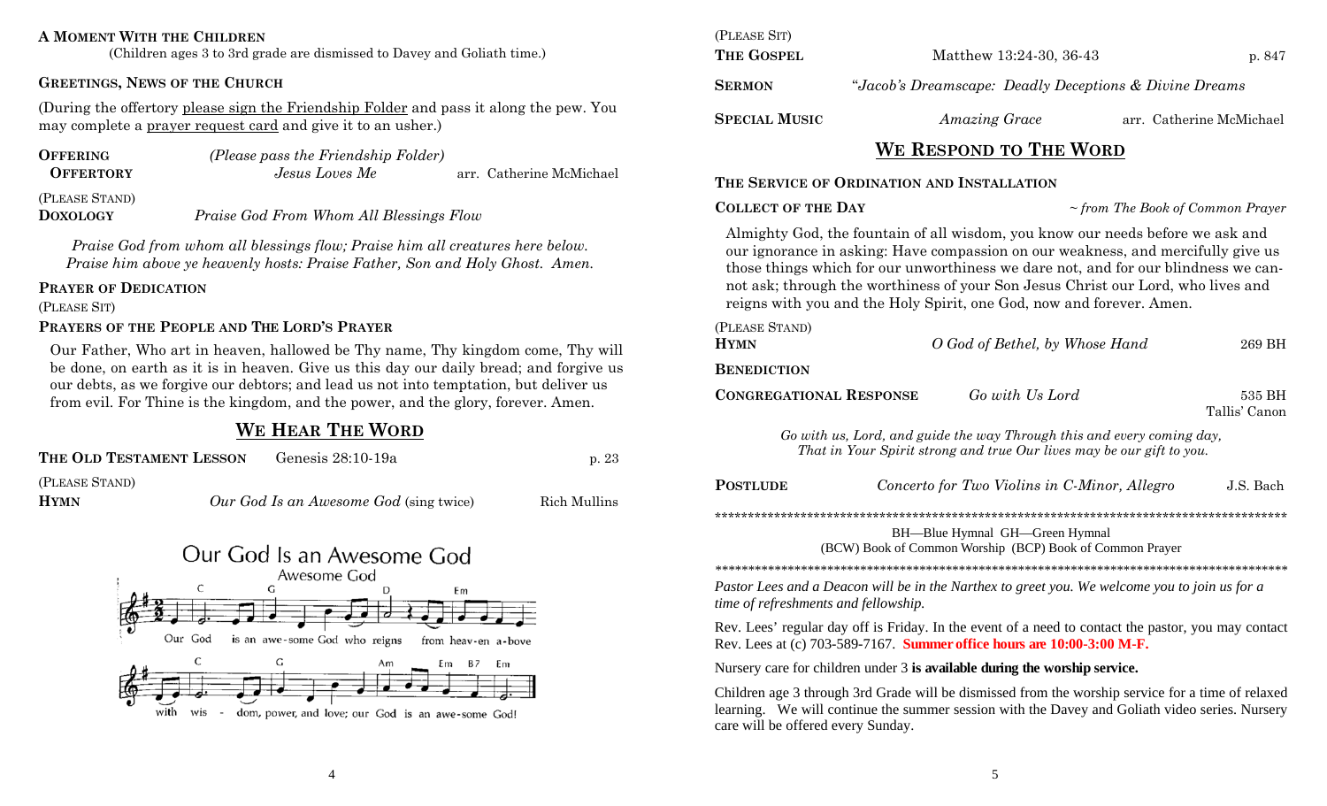**A Moment With the Children**

(Children ages 3 to 3rd grade are dismissed to Davey and Goliath time.)

**Greetings, News of the Church**

(During the offertory please sign the Friendship Folder and pass it along the pew. You may complete a prayer request card and give it to an usher.)

**Offering** *(Please pass the Friendship Folder)*

**Offertory** *Jesus Loves Me* arr. Catherine McMichael

(Please Stand)

**Doxology** *Praise God From Whom All Blessings Flow*

*Praise God from whom all blessings flow; Praise him all creatures here below.*
*Praise him above ye heavenly hosts: Praise Father, Son and Holy Ghost. Amen.*

**Prayer of Dedication**

(Please Sit)

**Prayers of the People and The Lord's Prayer**

Our Father, Who art in heaven, hallowed be Thy name, Thy kingdom come, Thy will be done, on earth as it is in heaven. Give us this day our daily bread; and forgive us our debts, as we forgive our debtors; and lead us not into temptation, but deliver us from evil. For Thine is the kingdom, and the power, and the glory, forever. Amen.

## We Hear The Word

**The Old Testament Lesson** Genesis 28:10-19a p. 23

(Please Stand)

**Hymn** *Our God Is an Awesome God* (sing twice) Rich Mullins

Our God Is an Awesome God

Awesome God

Our God is an awe-some God who reigns from heav-en a-bove with wis - dom, power, and love; our God is an awe-some God!

(Please Sit)

**The Gospel** Matthew 13:24-30, 36-43 p. 847

**Sermon** "*Jacob's Dreamscape: Deadly Deceptions & Divine Dreams*

**Special Music** *Amazing Grace* arr. Catherine McMichael

## We Respond to The Word

**The Service of Ordination and Installation**

**Collect of the Day** *~ from The Book of Common Prayer*

Almighty God, the fountain of all wisdom, you know our needs before we ask and our ignorance in asking: Have compassion on our weakness, and mercifully give us those things which for our unworthiness we dare not, and for our blindness we cannot ask; through the worthiness of your Son Jesus Christ our Lord, who lives and reigns with you and the Holy Spirit, one God, now and forever. Amen.

(Please Stand)

**Hymn** *O God of Bethel, by Whose Hand* 269 BH

**Benediction**

**Congregational Response** *Go with Us Lord* 535 BH Tallis' Canon

*Go with us, Lord, and guide the way Through this and every coming day,*
*That in Your Spirit strong and true Our lives may be our gift to you.*

**Postlude** *Concerto for Two Violins in C-Minor, Allegro* J.S. Bach

*****************************************************************************************

BH—Blue Hymnal GH—Green Hymnal
(BCW) Book of Common Worship (BCP) Book of Common Prayer

*****************************************************************************************

*Pastor Lees and a Deacon will be in the Narthex to greet you. We welcome you to join us for a time of refreshments and fellowship.*

Rev. Lees' regular day off is Friday. In the event of a need to contact the pastor, you may contact Rev. Lees at (c) 703-589-7167. **Summer office hours are 10:00-3:00 M-F.**

Nursery care for children under 3 **is available during the worship service.**

Children age 3 through 3rd Grade will be dismissed from the worship service for a time of relaxed learning. We will continue the summer session with the Davey and Goliath video series. Nursery care will be offered every Sunday.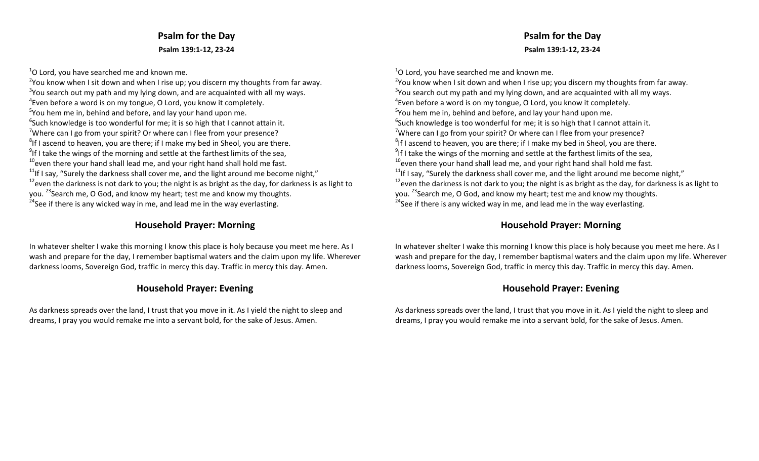## Psalm for the Day

**Psalm 139:1-12, 23-24**

[1]O Lord, you have searched me and known me.
[2]You know when I sit down and when I rise up; you discern my thoughts from far away.
[3]You search out my path and my lying down, and are acquainted with all my ways.
[4]Even before a word is on my tongue, O Lord, you know it completely.
[5]You hem me in, behind and before, and lay your hand upon me.
[6]Such knowledge is too wonderful for me; it is so high that I cannot attain it.
[7]Where can I go from your spirit? Or where can I flee from your presence?
[8]If I ascend to heaven, you are there; if I make my bed in Sheol, you are there.
[9]If I take the wings of the morning and settle at the farthest limits of the sea,
[10]even there your hand shall lead me, and your right hand shall hold me fast.
[11]If I say, "Surely the darkness shall cover me, and the light around me become night,"
[12]even the darkness is not dark to you; the night is as bright as the day, for darkness is as light to you. [23]Search me, O God, and know my heart; test me and know my thoughts.
[24]See if there is any wicked way in me, and lead me in the way everlasting.

## Household Prayer: Morning

In whatever shelter I wake this morning I know this place is holy because you meet me here. As I wash and prepare for the day, I remember baptismal waters and the claim upon my life. Wherever darkness looms, Sovereign God, traffic in mercy this day. Traffic in mercy this day. Amen.

## Household Prayer: Evening

As darkness spreads over the land, I trust that you move in it. As I yield the night to sleep and dreams, I pray you would remake me into a servant bold, for the sake of Jesus. Amen.

## Psalm for the Day

**Psalm 139:1-12, 23-24**

[1]O Lord, you have searched me and known me.
[2]You know when I sit down and when I rise up; you discern my thoughts from far away.
[3]You search out my path and my lying down, and are acquainted with all my ways.
[4]Even before a word is on my tongue, O Lord, you know it completely.
[5]You hem me in, behind and before, and lay your hand upon me.
[6]Such knowledge is too wonderful for me; it is so high that I cannot attain it.
[7]Where can I go from your spirit? Or where can I flee from your presence?
[8]If I ascend to heaven, you are there; if I make my bed in Sheol, you are there.
[9]If I take the wings of the morning and settle at the farthest limits of the sea,
[10]even there your hand shall lead me, and your right hand shall hold me fast.
[11]If I say, "Surely the darkness shall cover me, and the light around me become night,"
[12]even the darkness is not dark to you; the night is as bright as the day, for darkness is as light to you. [23]Search me, O God, and know my heart; test me and know my thoughts.
[24]See if there is any wicked way in me, and lead me in the way everlasting.

## Household Prayer: Morning

In whatever shelter I wake this morning I know this place is holy because you meet me here. As I wash and prepare for the day, I remember baptismal waters and the claim upon my life. Wherever darkness looms, Sovereign God, traffic in mercy this day. Traffic in mercy this day. Amen.

## Household Prayer: Evening

As darkness spreads over the land, I trust that you move in it. As I yield the night to sleep and dreams, I pray you would remake me into a servant bold, for the sake of Jesus. Amen.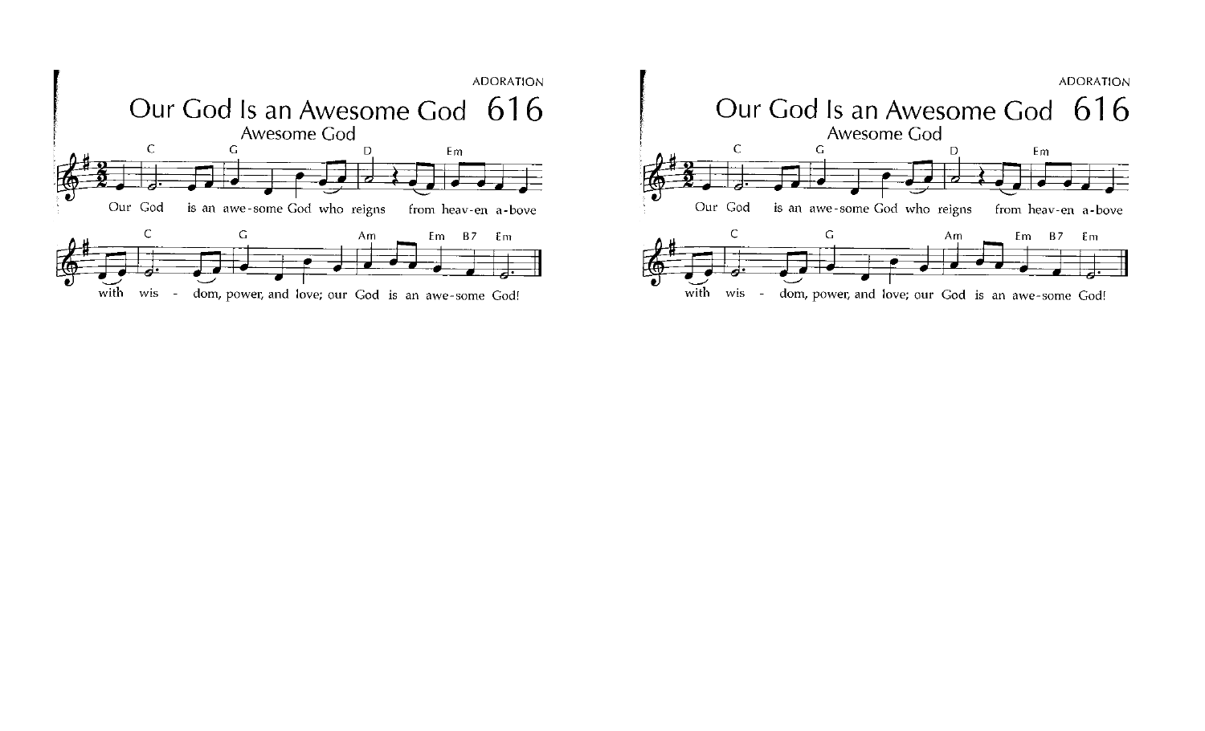ADORATION

# Our God Is an Awesome God 616

Awesome God

C G D Em

Our God is an awe-some God who reigns from heav-en a-bove

C G Am Em B7 Em

with wis - dom, power, and love; our God is an awe-some God!

ADORATION

# Our God Is an Awesome God 616

Awesome God

C G D Em

Our God is an awe-some God who reigns from heav-en a-bove

C G Am Em B7 Em

with wis - dom, power, and love; our God is an awe-some God!